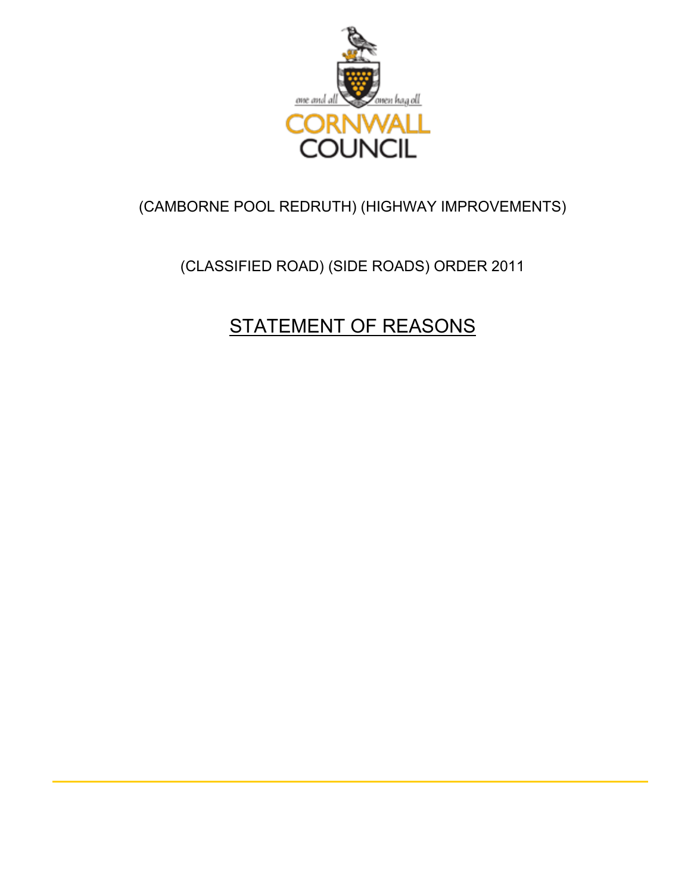one and all onen hag oll

CORNWALL COUNCIL

(CAMBORNE POOL REDRUTH) (HIGHWAY IMPROVEMENTS)

(CLASSIFIED ROAD) (SIDE ROADS) ORDER 2011

# STATEMENT OF REASONS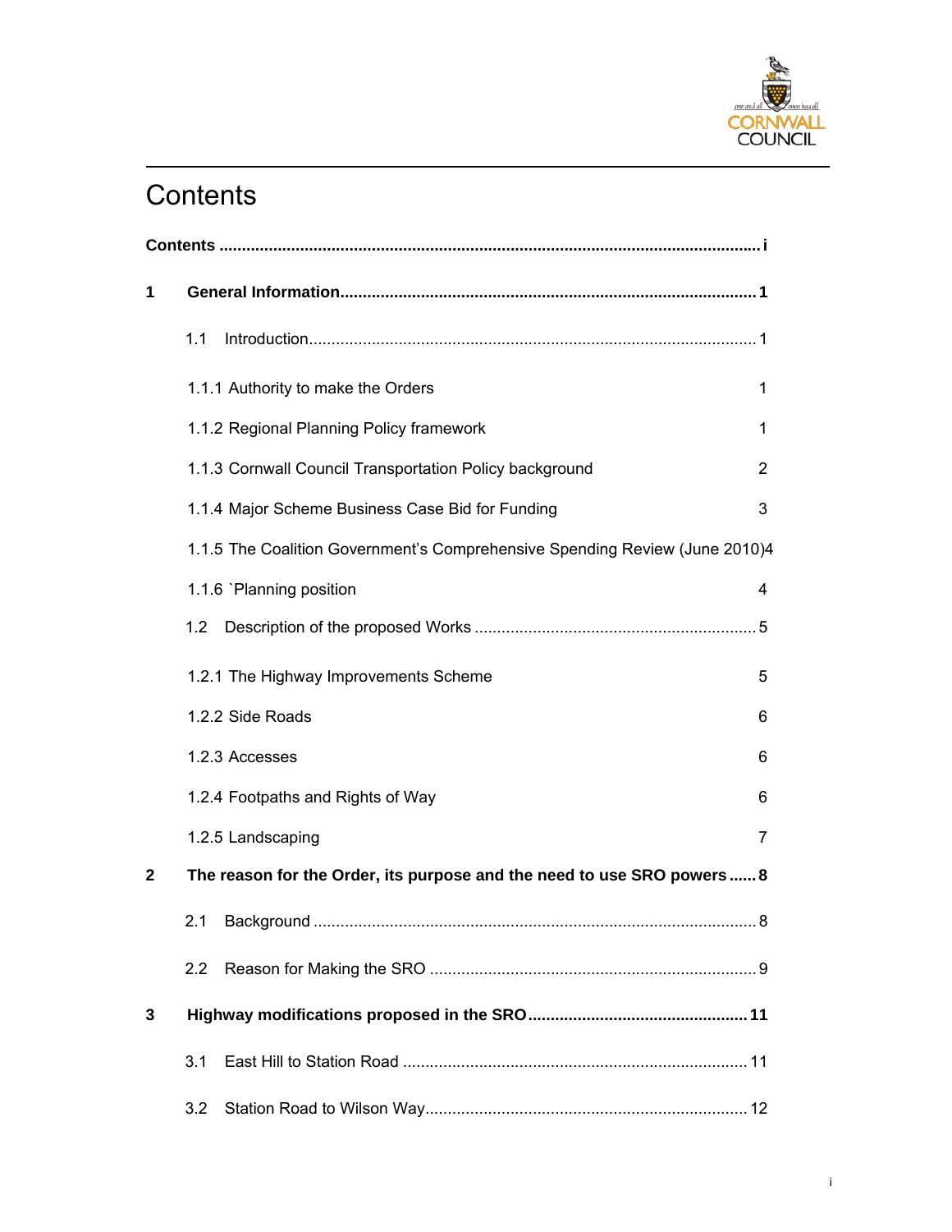# Contents

**Contents** ........................................................................................................ i

**1 General Information** ........................................................................................ 1

1.1 Introduction ........................................................................................ 1

1.1.1 Authority to make the Orders 1

1.1.2 Regional Planning Policy framework 1

1.1.3 Cornwall Council Transportation Policy background 2

1.1.4 Major Scheme Business Case Bid for Funding 3

1.1.5 The Coalition Government's Comprehensive Spending Review (June 2010)4

1.1.6 `Planning position 4

1.2 Description of the proposed Works ........................................................ 5

1.2.1 The Highway Improvements Scheme 5

1.2.2 Side Roads 6

1.2.3 Accesses 6

1.2.4 Footpaths and Rights of Way 6

1.2.5 Landscaping 7

**2 The reason for the Order, its purpose and the need to use SRO powers** ...... 8

2.1 Background ........................................................................................ 8

2.2 Reason for Making the SRO ........................................................ 9

**3 Highway modifications proposed in the SRO** ........................................ 11

3.1 East Hill to Station Road ........................................................ 11

3.2 Station Road to Wilson Way ........................................................ 12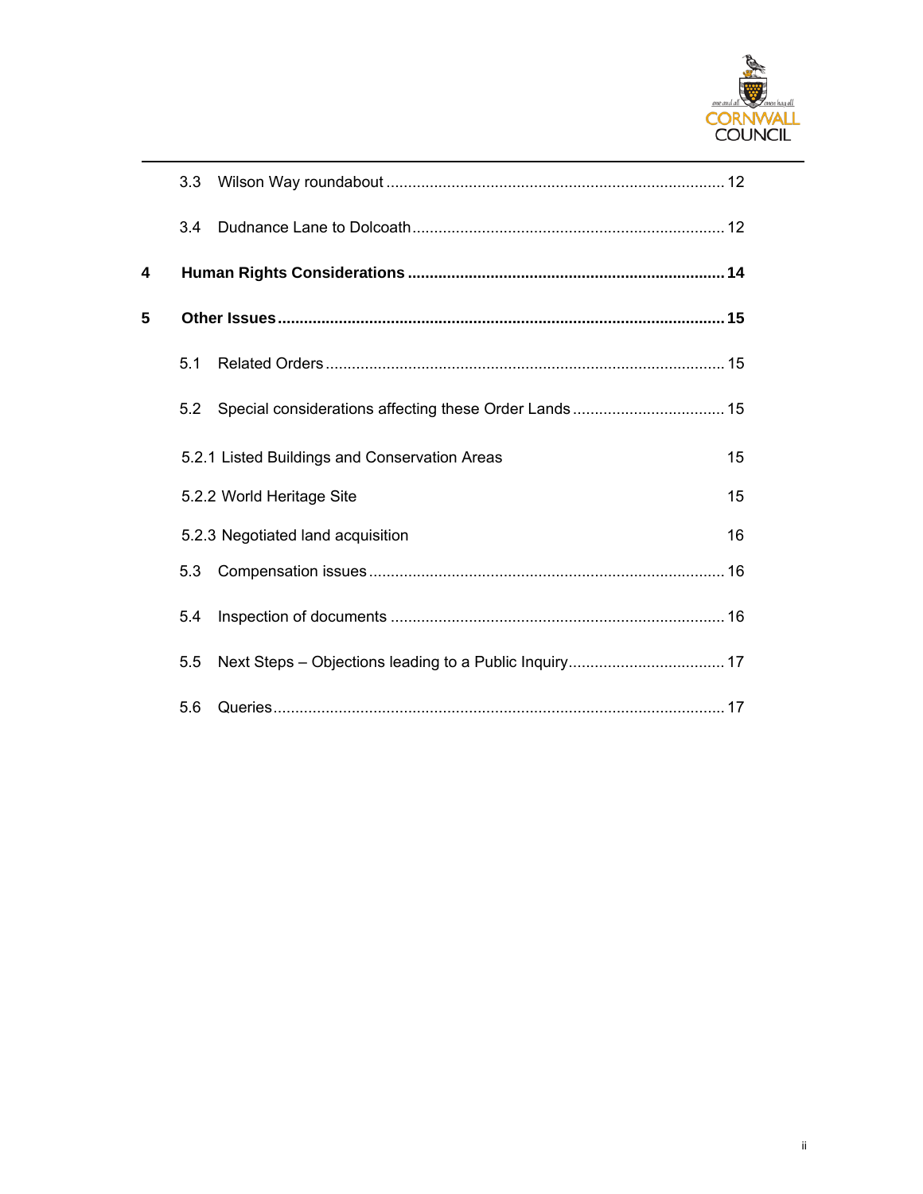3.3 Wilson Way roundabout ............................................................................ 12

3.4 Dudnance Lane to Dolcoath ...................................................................... 12

**4 Human Rights Considerations ........................................................................ 14**

**5 Other Issues ..................................................................................................... 15**

5.1 Related Orders .......................................................................................... 15

5.2 Special considerations affecting these Order Lands .................................. 15

5.2.1 Listed Buildings and Conservation Areas 15

5.2.2 World Heritage Site 15

5.2.3 Negotiated land acquisition 16

5.3 Compensation issues ................................................................................ 16

5.4 Inspection of documents ........................................................................... 16

5.5 Next Steps – Objections leading to a Public Inquiry ................................... 17

5.6 Queries ...................................................................................................... 17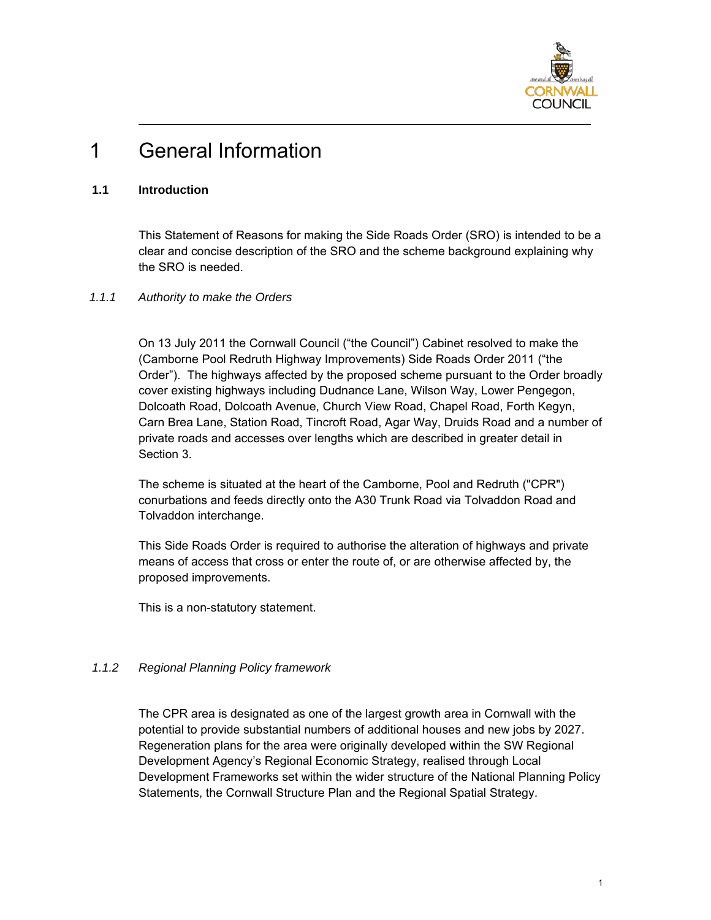# 1 General Information

## 1.1 Introduction

This Statement of Reasons for making the Side Roads Order (SRO) is intended to be a clear and concise description of the SRO and the scheme background explaining why the SRO is needed.

### *1.1.1 Authority to make the Orders*

On 13 July 2011 the Cornwall Council ("the Council") Cabinet resolved to make the (Camborne Pool Redruth Highway Improvements) Side Roads Order 2011 ("the Order"). The highways affected by the proposed scheme pursuant to the Order broadly cover existing highways including Dudnance Lane, Wilson Way, Lower Pengegon, Dolcoath Road, Dolcoath Avenue, Church View Road, Chapel Road, Forth Kegyn, Carn Brea Lane, Station Road, Tincroft Road, Agar Way, Druids Road and a number of private roads and accesses over lengths which are described in greater detail in Section 3.

The scheme is situated at the heart of the Camborne, Pool and Redruth ("CPR") conurbations and feeds directly onto the A30 Trunk Road via Tolvaddon Road and Tolvaddon interchange.

This Side Roads Order is required to authorise the alteration of highways and private means of access that cross or enter the route of, or are otherwise affected by, the proposed improvements.

This is a non-statutory statement.

### *1.1.2 Regional Planning Policy framework*

The CPR area is designated as one of the largest growth area in Cornwall with the potential to provide substantial numbers of additional houses and new jobs by 2027. Regeneration plans for the area were originally developed within the SW Regional Development Agency's Regional Economic Strategy, realised through Local Development Frameworks set within the wider structure of the National Planning Policy Statements, the Cornwall Structure Plan and the Regional Spatial Strategy.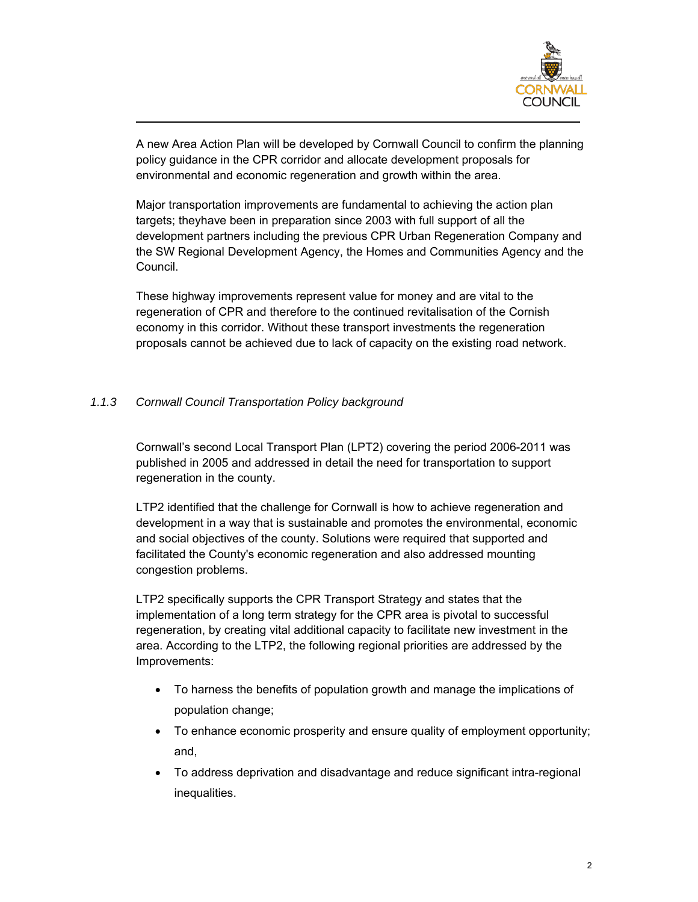A new Area Action Plan will be developed by Cornwall Council to confirm the planning policy guidance in the CPR corridor and allocate development proposals for environmental and economic regeneration and growth within the area.

Major transportation improvements are fundamental to achieving the action plan targets; theyhave been in preparation since 2003 with full support of all the development partners including the previous CPR Urban Regeneration Company and the SW Regional Development Agency, the Homes and Communities Agency and the Council.

These highway improvements represent value for money and are vital to the regeneration of CPR and therefore to the continued revitalisation of the Cornish economy in this corridor. Without these transport investments the regeneration proposals cannot be achieved due to lack of capacity on the existing road network.

### *1.1.3 Cornwall Council Transportation Policy background*

Cornwall's second Local Transport Plan (LPT2) covering the period 2006-2011 was published in 2005 and addressed in detail the need for transportation to support regeneration in the county.

LTP2 identified that the challenge for Cornwall is how to achieve regeneration and development in a way that is sustainable and promotes the environmental, economic and social objectives of the county. Solutions were required that supported and facilitated the County's economic regeneration and also addressed mounting congestion problems.

LTP2 specifically supports the CPR Transport Strategy and states that the implementation of a long term strategy for the CPR area is pivotal to successful regeneration, by creating vital additional capacity to facilitate new investment in the area. According to the LTP2, the following regional priorities are addressed by the Improvements:

- To harness the benefits of population growth and manage the implications of population change;
- To enhance economic prosperity and ensure quality of employment opportunity; and,
- To address deprivation and disadvantage and reduce significant intra-regional inequalities.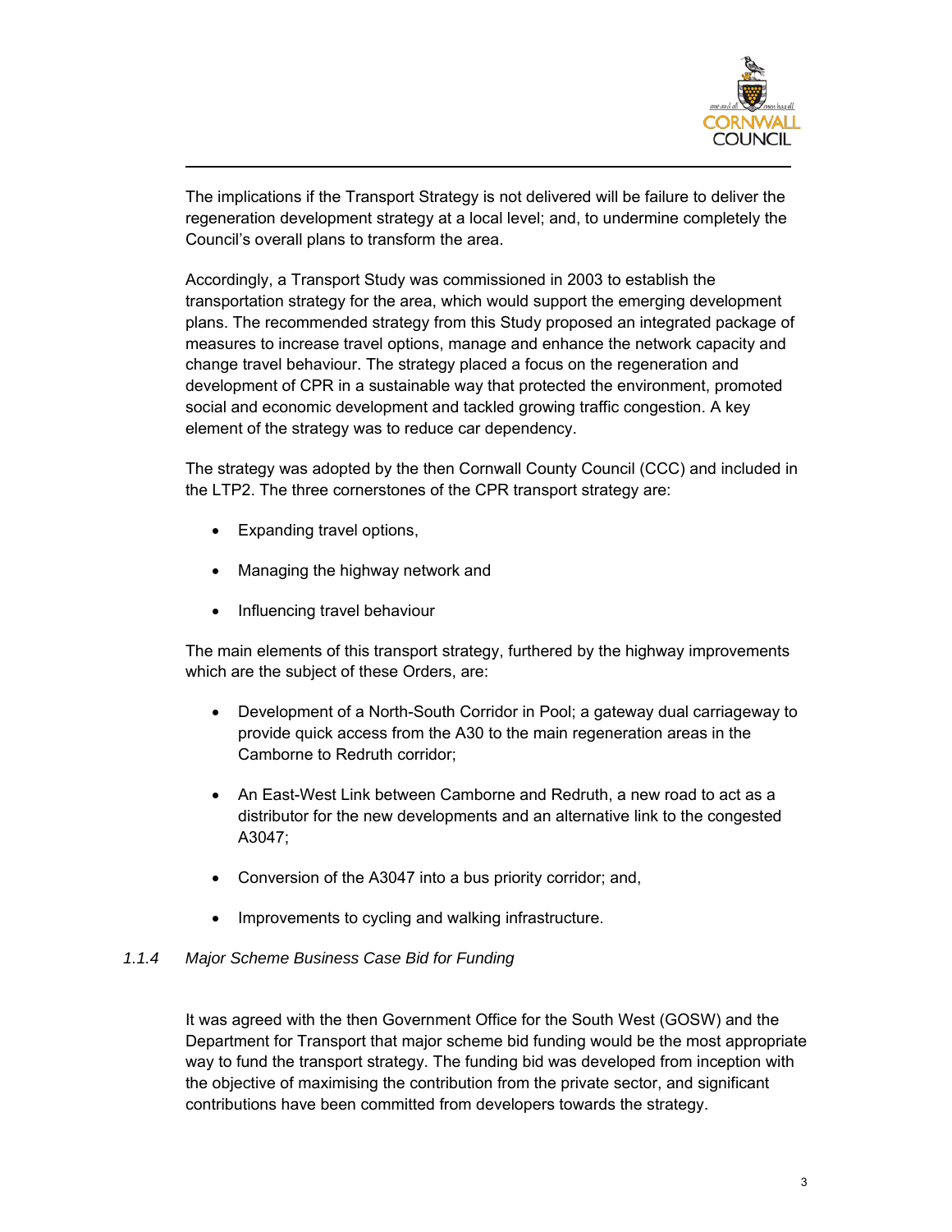The implications if the Transport Strategy is not delivered will be failure to deliver the regeneration development strategy at a local level; and, to undermine completely the Council's overall plans to transform the area.

Accordingly, a Transport Study was commissioned in 2003 to establish the transportation strategy for the area, which would support the emerging development plans. The recommended strategy from this Study proposed an integrated package of measures to increase travel options, manage and enhance the network capacity and change travel behaviour. The strategy placed a focus on the regeneration and development of CPR in a sustainable way that protected the environment, promoted social and economic development and tackled growing traffic congestion. A key element of the strategy was to reduce car dependency.

The strategy was adopted by the then Cornwall County Council (CCC) and included in the LTP2. The three cornerstones of the CPR transport strategy are:

- Expanding travel options,
- Managing the highway network and
- Influencing travel behaviour

The main elements of this transport strategy, furthered by the highway improvements which are the subject of these Orders, are:

- Development of a North-South Corridor in Pool; a gateway dual carriageway to provide quick access from the A30 to the main regeneration areas in the Camborne to Redruth corridor;
- An East-West Link between Camborne and Redruth, a new road to act as a distributor for the new developments and an alternative link to the congested A3047;
- Conversion of the A3047 into a bus priority corridor; and,
- Improvements to cycling and walking infrastructure.

#### *1.1.4 Major Scheme Business Case Bid for Funding*

It was agreed with the then Government Office for the South West (GOSW) and the Department for Transport that major scheme bid funding would be the most appropriate way to fund the transport strategy. The funding bid was developed from inception with the objective of maximising the contribution from the private sector, and significant contributions have been committed from developers towards the strategy.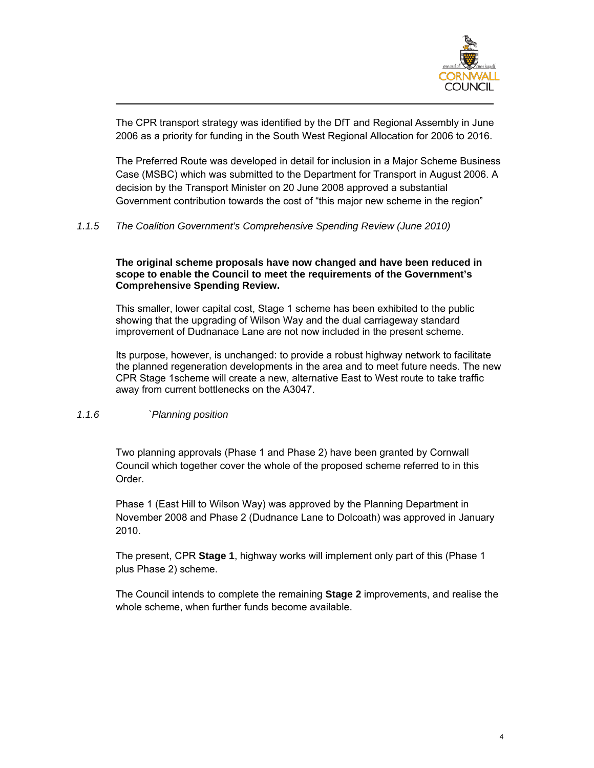The CPR transport strategy was identified by the DfT and Regional Assembly in June 2006 as a priority for funding in the South West Regional Allocation for 2006 to 2016.

The Preferred Route was developed in detail for inclusion in a Major Scheme Business Case (MSBC) which was submitted to the Department for Transport in August 2006. A decision by the Transport Minister on 20 June 2008 approved a substantial Government contribution towards the cost of "this major new scheme in the region"

*1.1.5 The Coalition Government's Comprehensive Spending Review (June 2010)*

**The original scheme proposals have now changed and have been reduced in scope to enable the Council to meet the requirements of the Government's Comprehensive Spending Review.**

This smaller, lower capital cost, Stage 1 scheme has been exhibited to the public showing that the upgrading of Wilson Way and the dual carriageway standard improvement of Dudnanace Lane are not now included in the present scheme.

Its purpose, however, is unchanged: to provide a robust highway network to facilitate the planned regeneration developments in the area and to meet future needs. The new CPR Stage 1scheme will create a new, alternative East to West route to take traffic away from current bottlenecks on the A3047.

*1.1.6 `Planning position*

Two planning approvals (Phase 1 and Phase 2) have been granted by Cornwall Council which together cover the whole of the proposed scheme referred to in this Order.

Phase 1 (East Hill to Wilson Way) was approved by the Planning Department in November 2008 and Phase 2 (Dudnance Lane to Dolcoath) was approved in January 2010.

The present, CPR **Stage 1**, highway works will implement only part of this (Phase 1 plus Phase 2) scheme.

The Council intends to complete the remaining **Stage 2** improvements, and realise the whole scheme, when further funds become available.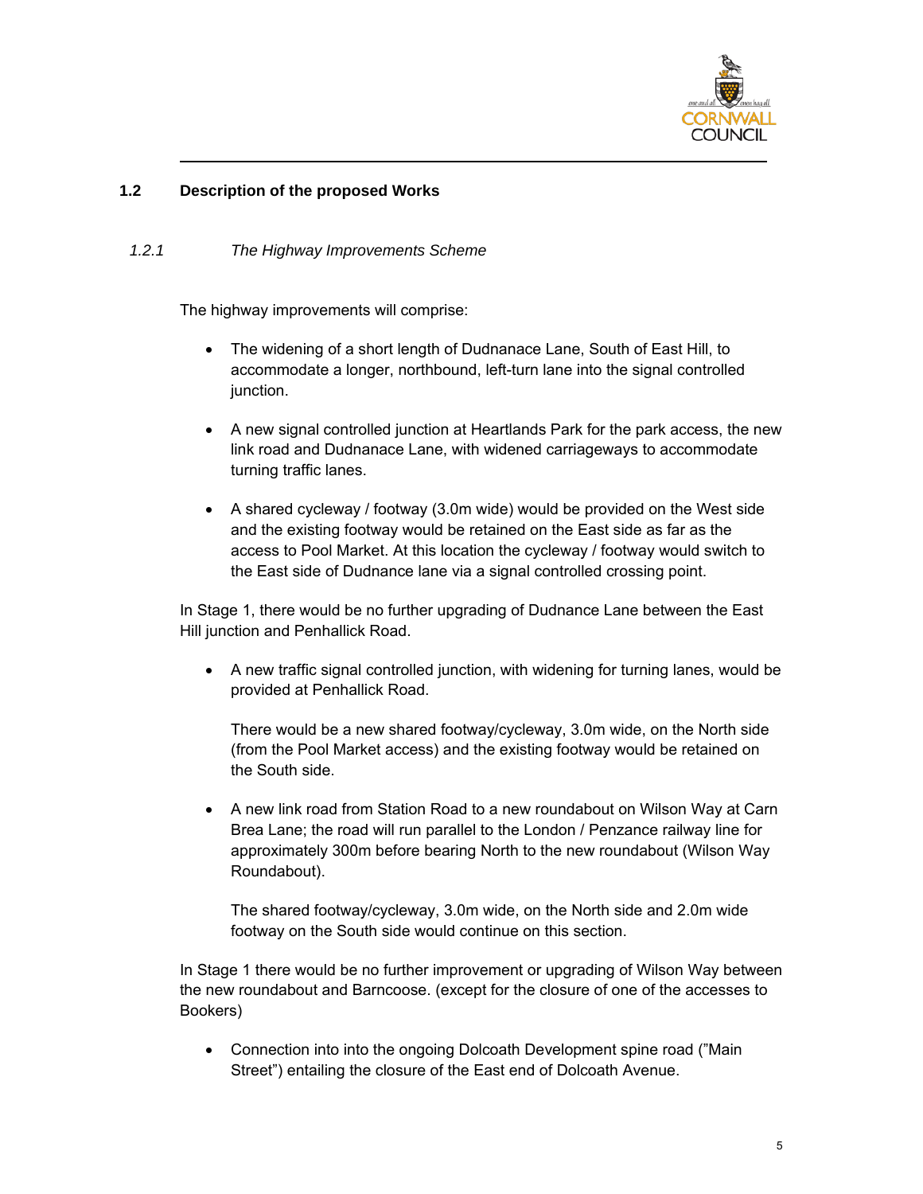## 1.2 Description of the proposed Works

### *1.2.1 The Highway Improvements Scheme*

The highway improvements will comprise:

- The widening of a short length of Dudnanace Lane, South of East Hill, to accommodate a longer, northbound, left-turn lane into the signal controlled junction.

- A new signal controlled junction at Heartlands Park for the park access, the new link road and Dudnanace Lane, with widened carriageways to accommodate turning traffic lanes.

- A shared cycleway / footway (3.0m wide) would be provided on the West side and the existing footway would be retained on the East side as far as the access to Pool Market. At this location the cycleway / footway would switch to the East side of Dudnance lane via a signal controlled crossing point.

In Stage 1, there would be no further upgrading of Dudnance Lane between the East Hill junction and Penhallick Road.

- A new traffic signal controlled junction, with widening for turning lanes, would be provided at Penhallick Road.

  There would be a new shared footway/cycleway, 3.0m wide, on the North side (from the Pool Market access) and the existing footway would be retained on the South side.

- A new link road from Station Road to a new roundabout on Wilson Way at Carn Brea Lane; the road will run parallel to the London / Penzance railway line for approximately 300m before bearing North to the new roundabout (Wilson Way Roundabout).

  The shared footway/cycleway, 3.0m wide, on the North side and 2.0m wide footway on the South side would continue on this section.

In Stage 1 there would be no further improvement or upgrading of Wilson Way between the new roundabout and Barncoose. (except for the closure of one of the accesses to Bookers)

- Connection into into the ongoing Dolcoath Development spine road (”Main Street”) entailing the closure of the East end of Dolcoath Avenue.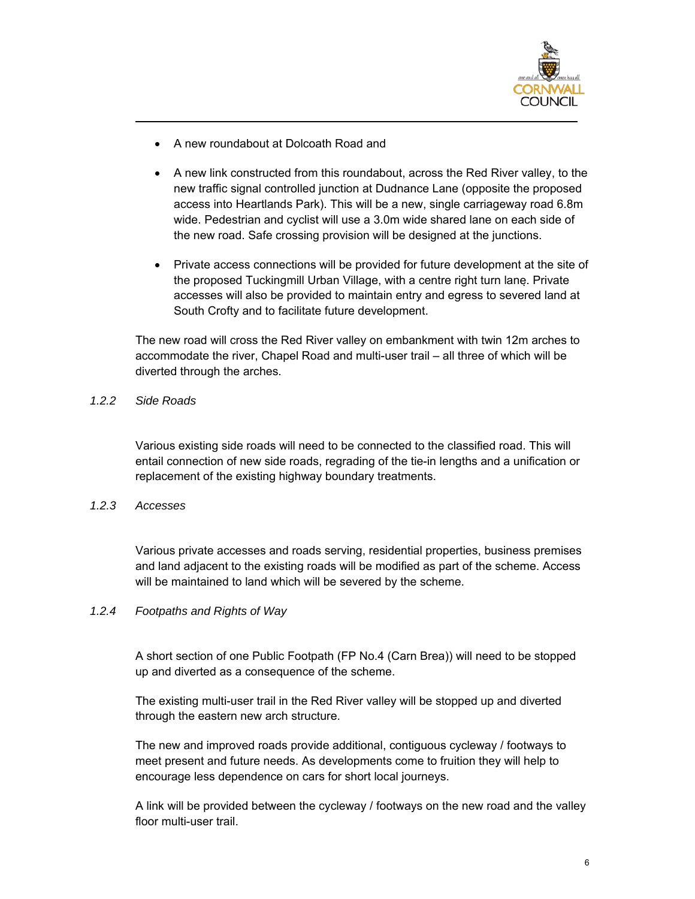- A new roundabout at Dolcoath Road and

- A new link constructed from this roundabout, across the Red River valley, to the new traffic signal controlled junction at Dudnance Lane (opposite the proposed access into Heartlands Park). This will be a new, single carriageway road 6.8m wide. Pedestrian and cyclist will use a 3.0m wide shared lane on each side of the new road. Safe crossing provision will be designed at the junctions.

- Private access connections will be provided for future development at the site of the proposed Tuckingmill Urban Village, with a centre right turn lane. Private accesses will also be provided to maintain entry and egress to severed land at South Crofty and to facilitate future development.

The new road will cross the Red River valley on embankment with twin 12m arches to accommodate the river, Chapel Road and multi-user trail – all three of which will be diverted through the arches.

*1.2.2 Side Roads*

Various existing side roads will need to be connected to the classified road. This will entail connection of new side roads, regrading of the tie-in lengths and a unification or replacement of the existing highway boundary treatments.

*1.2.3 Accesses*

Various private accesses and roads serving, residential properties, business premises and land adjacent to the existing roads will be modified as part of the scheme. Access will be maintained to land which will be severed by the scheme.

*1.2.4 Footpaths and Rights of Way*

A short section of one Public Footpath (FP No.4 (Carn Brea)) will need to be stopped up and diverted as a consequence of the scheme.

The existing multi-user trail in the Red River valley will be stopped up and diverted through the eastern new arch structure.

The new and improved roads provide additional, contiguous cycleway / footways to meet present and future needs. As developments come to fruition they will help to encourage less dependence on cars for short local journeys.

A link will be provided between the cycleway / footways on the new road and the valley floor multi-user trail.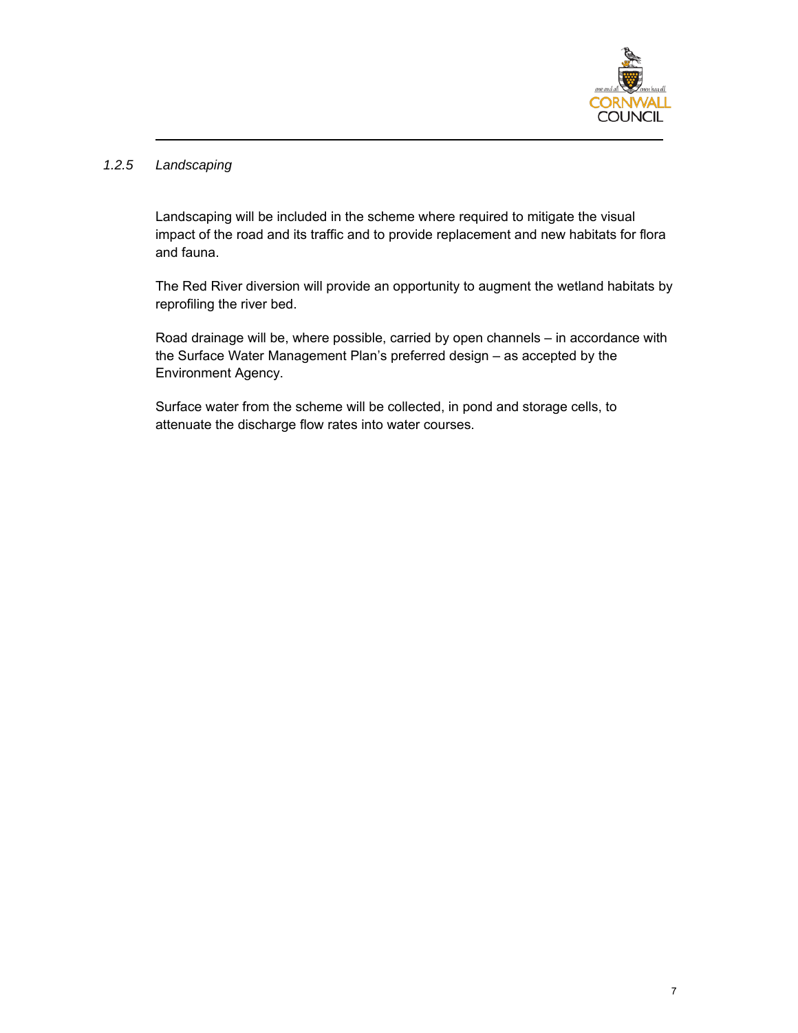### *1.2.5 Landscaping*

Landscaping will be included in the scheme where required to mitigate the visual impact of the road and its traffic and to provide replacement and new habitats for flora and fauna.

The Red River diversion will provide an opportunity to augment the wetland habitats by reprofiling the river bed.

Road drainage will be, where possible, carried by open channels – in accordance with the Surface Water Management Plan's preferred design – as accepted by the Environment Agency.

Surface water from the scheme will be collected, in pond and storage cells, to attenuate the discharge flow rates into water courses.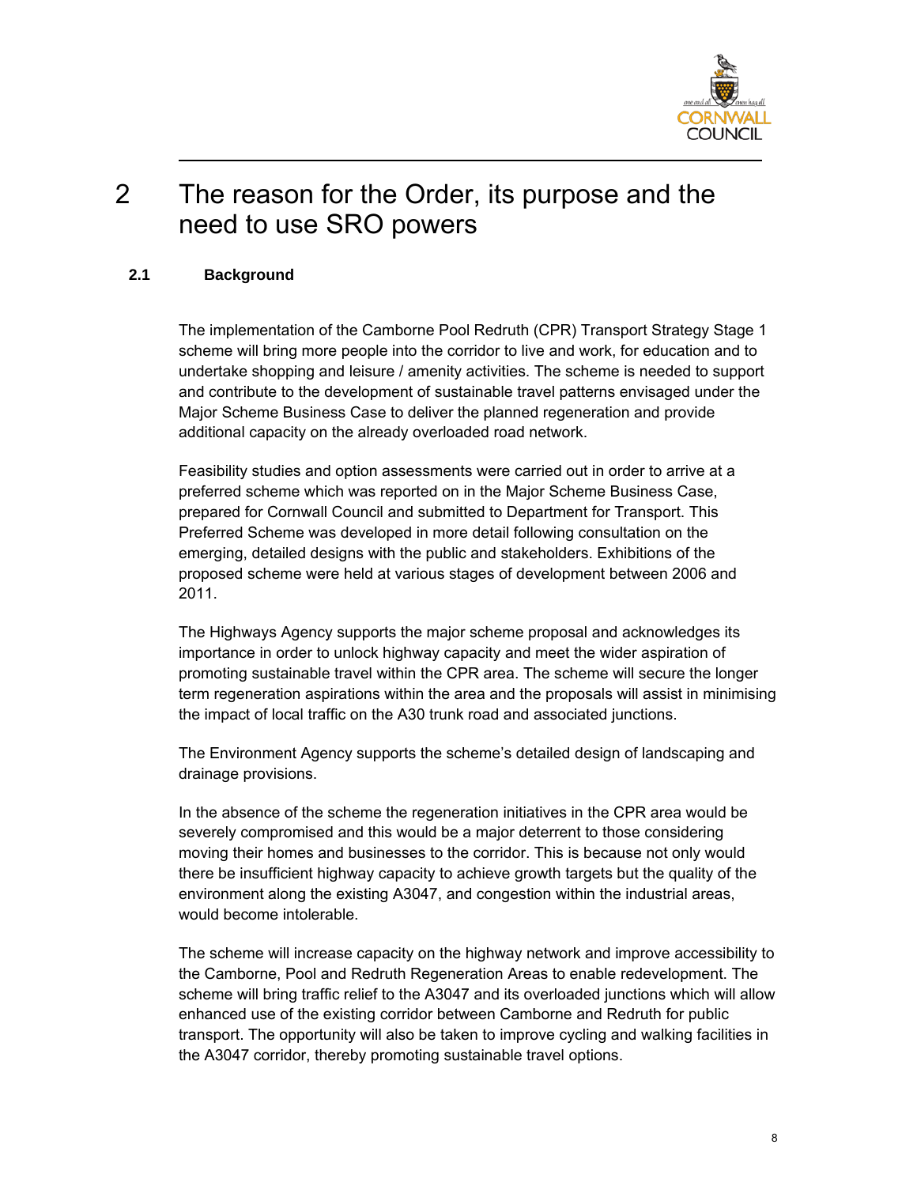# 2 The reason for the Order, its purpose and the need to use SRO powers

## 2.1 Background

The implementation of the Camborne Pool Redruth (CPR) Transport Strategy Stage 1 scheme will bring more people into the corridor to live and work, for education and to undertake shopping and leisure / amenity activities. The scheme is needed to support and contribute to the development of sustainable travel patterns envisaged under the Major Scheme Business Case to deliver the planned regeneration and provide additional capacity on the already overloaded road network.

Feasibility studies and option assessments were carried out in order to arrive at a preferred scheme which was reported on in the Major Scheme Business Case, prepared for Cornwall Council and submitted to Department for Transport. This Preferred Scheme was developed in more detail following consultation on the emerging, detailed designs with the public and stakeholders. Exhibitions of the proposed scheme were held at various stages of development between 2006 and 2011.

The Highways Agency supports the major scheme proposal and acknowledges its importance in order to unlock highway capacity and meet the wider aspiration of promoting sustainable travel within the CPR area. The scheme will secure the longer term regeneration aspirations within the area and the proposals will assist in minimising the impact of local traffic on the A30 trunk road and associated junctions.

The Environment Agency supports the scheme's detailed design of landscaping and drainage provisions.

In the absence of the scheme the regeneration initiatives in the CPR area would be severely compromised and this would be a major deterrent to those considering moving their homes and businesses to the corridor. This is because not only would there be insufficient highway capacity to achieve growth targets but the quality of the environment along the existing A3047, and congestion within the industrial areas, would become intolerable.

The scheme will increase capacity on the highway network and improve accessibility to the Camborne, Pool and Redruth Regeneration Areas to enable redevelopment. The scheme will bring traffic relief to the A3047 and its overloaded junctions which will allow enhanced use of the existing corridor between Camborne and Redruth for public transport. The opportunity will also be taken to improve cycling and walking facilities in the A3047 corridor, thereby promoting sustainable travel options.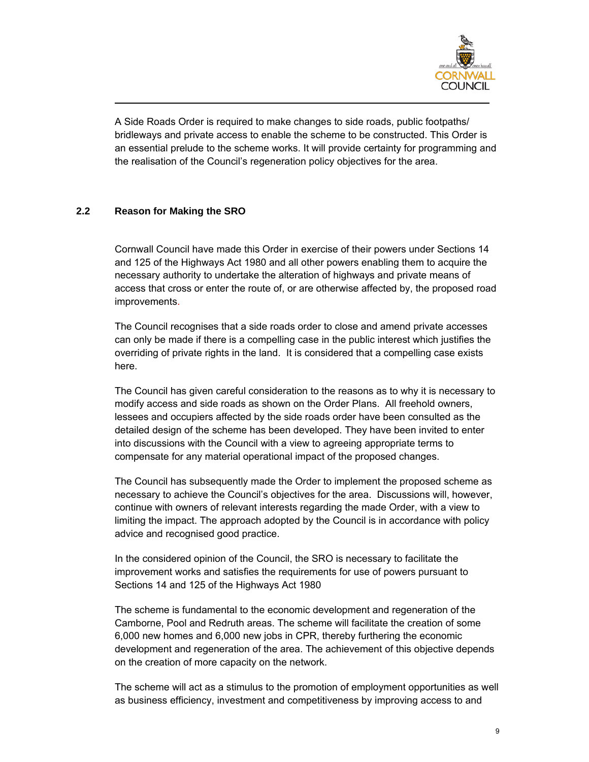A Side Roads Order is required to make changes to side roads, public footpaths/ bridleways and private access to enable the scheme to be constructed. This Order is an essential prelude to the scheme works. It will provide certainty for programming and the realisation of the Council's regeneration policy objectives for the area.

## 2.2 Reason for Making the SRO

Cornwall Council have made this Order in exercise of their powers under Sections 14 and 125 of the Highways Act 1980 and all other powers enabling them to acquire the necessary authority to undertake the alteration of highways and private means of access that cross or enter the route of, or are otherwise affected by, the proposed road improvements.

The Council recognises that a side roads order to close and amend private accesses can only be made if there is a compelling case in the public interest which justifies the overriding of private rights in the land. It is considered that a compelling case exists here.

The Council has given careful consideration to the reasons as to why it is necessary to modify access and side roads as shown on the Order Plans. All freehold owners, lessees and occupiers affected by the side roads order have been consulted as the detailed design of the scheme has been developed. They have been invited to enter into discussions with the Council with a view to agreeing appropriate terms to compensate for any material operational impact of the proposed changes.

The Council has subsequently made the Order to implement the proposed scheme as necessary to achieve the Council's objectives for the area. Discussions will, however, continue with owners of relevant interests regarding the made Order, with a view to limiting the impact. The approach adopted by the Council is in accordance with policy advice and recognised good practice.

In the considered opinion of the Council, the SRO is necessary to facilitate the improvement works and satisfies the requirements for use of powers pursuant to Sections 14 and 125 of the Highways Act 1980

The scheme is fundamental to the economic development and regeneration of the Camborne, Pool and Redruth areas. The scheme will facilitate the creation of some 6,000 new homes and 6,000 new jobs in CPR, thereby furthering the economic development and regeneration of the area. The achievement of this objective depends on the creation of more capacity on the network.

The scheme will act as a stimulus to the promotion of employment opportunities as well as business efficiency, investment and competitiveness by improving access to and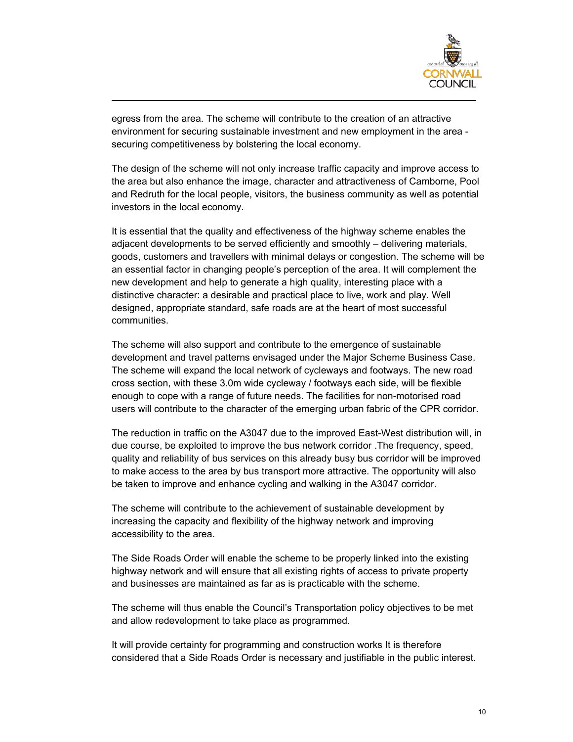egress from the area. The scheme will contribute to the creation of an attractive environment for securing sustainable investment and new employment in the area - securing competitiveness by bolstering the local economy.

The design of the scheme will not only increase traffic capacity and improve access to the area but also enhance the image, character and attractiveness of Camborne, Pool and Redruth for the local people, visitors, the business community as well as potential investors in the local economy.

It is essential that the quality and effectiveness of the highway scheme enables the adjacent developments to be served efficiently and smoothly – delivering materials, goods, customers and travellers with minimal delays or congestion. The scheme will be an essential factor in changing people's perception of the area. It will complement the new development and help to generate a high quality, interesting place with a distinctive character: a desirable and practical place to live, work and play. Well designed, appropriate standard, safe roads are at the heart of most successful communities.

The scheme will also support and contribute to the emergence of sustainable development and travel patterns envisaged under the Major Scheme Business Case. The scheme will expand the local network of cycleways and footways. The new road cross section, with these 3.0m wide cycleway / footways each side, will be flexible enough to cope with a range of future needs. The facilities for non-motorised road users will contribute to the character of the emerging urban fabric of the CPR corridor.

The reduction in traffic on the A3047 due to the improved East-West distribution will, in due course, be exploited to improve the bus network corridor .The frequency, speed, quality and reliability of bus services on this already busy bus corridor will be improved to make access to the area by bus transport more attractive. The opportunity will also be taken to improve and enhance cycling and walking in the A3047 corridor.

The scheme will contribute to the achievement of sustainable development by increasing the capacity and flexibility of the highway network and improving accessibility to the area.

The Side Roads Order will enable the scheme to be properly linked into the existing highway network and will ensure that all existing rights of access to private property and businesses are maintained as far as is practicable with the scheme.

The scheme will thus enable the Council's Transportation policy objectives to be met and allow redevelopment to take place as programmed.

It will provide certainty for programming and construction works It is therefore considered that a Side Roads Order is necessary and justifiable in the public interest.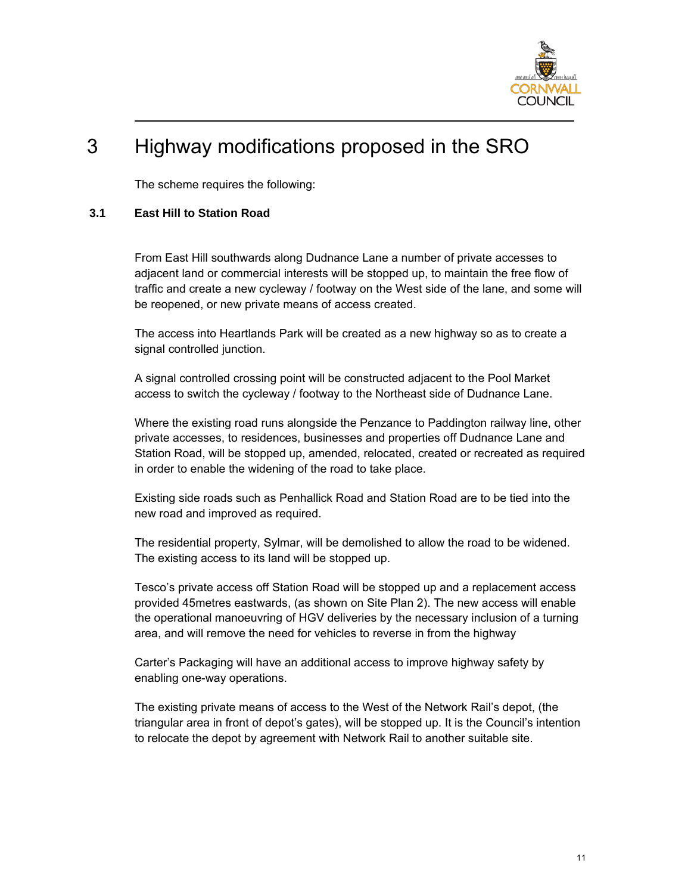# 3 Highway modifications proposed in the SRO

The scheme requires the following:

## 3.1 East Hill to Station Road

From East Hill southwards along Dudnance Lane a number of private accesses to adjacent land or commercial interests will be stopped up, to maintain the free flow of traffic and create a new cycleway / footway on the West side of the lane, and some will be reopened, or new private means of access created.

The access into Heartlands Park will be created as a new highway so as to create a signal controlled junction.

A signal controlled crossing point will be constructed adjacent to the Pool Market access to switch the cycleway / footway to the Northeast side of Dudnance Lane.

Where the existing road runs alongside the Penzance to Paddington railway line, other private accesses, to residences, businesses and properties off Dudnance Lane and Station Road, will be stopped up, amended, relocated, created or recreated as required in order to enable the widening of the road to take place.

Existing side roads such as Penhallick Road and Station Road are to be tied into the new road and improved as required.

The residential property, Sylmar, will be demolished to allow the road to be widened. The existing access to its land will be stopped up.

Tesco's private access off Station Road will be stopped up and a replacement access provided 45metres eastwards, (as shown on Site Plan 2). The new access will enable the operational manoeuvring of HGV deliveries by the necessary inclusion of a turning area, and will remove the need for vehicles to reverse in from the highway

Carter's Packaging will have an additional access to improve highway safety by enabling one-way operations.

The existing private means of access to the West of the Network Rail's depot, (the triangular area in front of depot's gates), will be stopped up. It is the Council's intention to relocate the depot by agreement with Network Rail to another suitable site.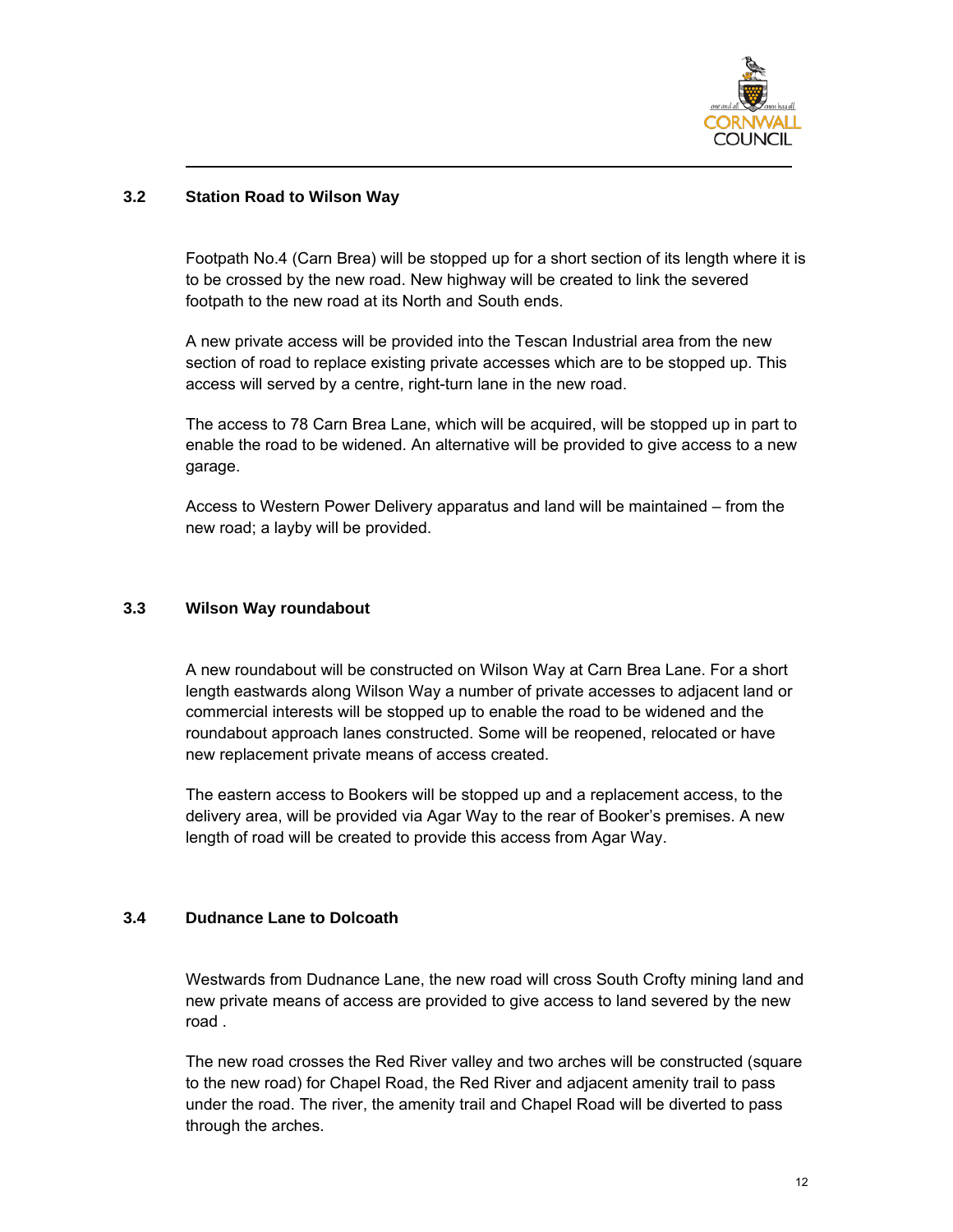### 3.2 Station Road to Wilson Way

Footpath No.4 (Carn Brea) will be stopped up for a short section of its length where it is to be crossed by the new road. New highway will be created to link the severed footpath to the new road at its North and South ends.

A new private access will be provided into the Tescan Industrial area from the new section of road to replace existing private accesses which are to be stopped up. This access will served by a centre, right-turn lane in the new road.

The access to 78 Carn Brea Lane, which will be acquired, will be stopped up in part to enable the road to be widened. An alternative will be provided to give access to a new garage.

Access to Western Power Delivery apparatus and land will be maintained – from the new road; a layby will be provided.

### 3.3 Wilson Way roundabout

A new roundabout will be constructed on Wilson Way at Carn Brea Lane. For a short length eastwards along Wilson Way a number of private accesses to adjacent land or commercial interests will be stopped up to enable the road to be widened and the roundabout approach lanes constructed. Some will be reopened, relocated or have new replacement private means of access created.

The eastern access to Bookers will be stopped up and a replacement access, to the delivery area, will be provided via Agar Way to the rear of Booker's premises. A new length of road will be created to provide this access from Agar Way.

### 3.4 Dudnance Lane to Dolcoath

Westwards from Dudnance Lane, the new road will cross South Crofty mining land and new private means of access are provided to give access to land severed by the new road .

The new road crosses the Red River valley and two arches will be constructed (square to the new road) for Chapel Road, the Red River and adjacent amenity trail to pass under the road. The river, the amenity trail and Chapel Road will be diverted to pass through the arches.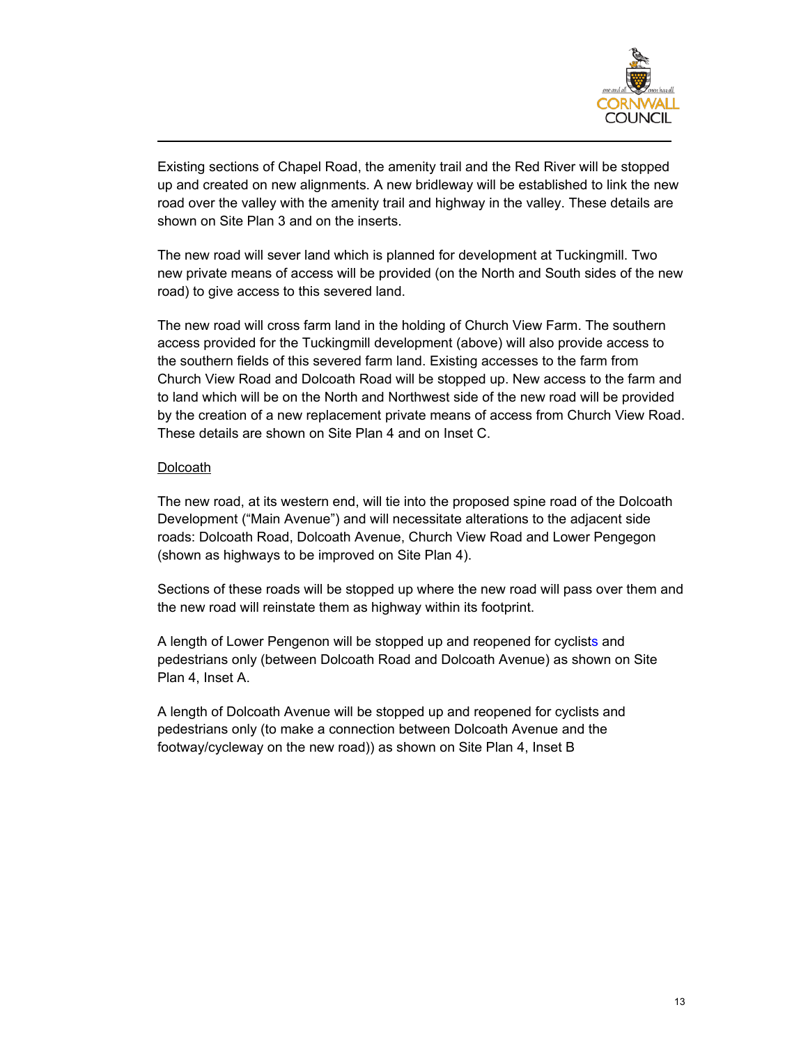Existing sections of Chapel Road, the amenity trail and the Red River will be stopped up and created on new alignments. A new bridleway will be established to link the new road over the valley with the amenity trail and highway in the valley. These details are shown on Site Plan 3 and on the inserts.

The new road will sever land which is planned for development at Tuckingmill. Two new private means of access will be provided (on the North and South sides of the new road) to give access to this severed land.

The new road will cross farm land in the holding of Church View Farm. The southern access provided for the Tuckingmill development (above) will also provide access to the southern fields of this severed farm land. Existing accesses to the farm from Church View Road and Dolcoath Road will be stopped up. New access to the farm and to land which will be on the North and Northwest side of the new road will be provided by the creation of a new replacement private means of access from Church View Road. These details are shown on Site Plan 4 and on Inset C.

<u>Dolcoath</u>

The new road, at its western end, will tie into the proposed spine road of the Dolcoath Development ("Main Avenue") and will necessitate alterations to the adjacent side roads: Dolcoath Road, Dolcoath Avenue, Church View Road and Lower Pengegon (shown as highways to be improved on Site Plan 4).

Sections of these roads will be stopped up where the new road will pass over them and the new road will reinstate them as highway within its footprint.

A length of Lower Pengenon will be stopped up and reopened for cyclists and pedestrians only (between Dolcoath Road and Dolcoath Avenue) as shown on Site Plan 4, Inset A.

A length of Dolcoath Avenue will be stopped up and reopened for cyclists and pedestrians only (to make a connection between Dolcoath Avenue and the footway/cycleway on the new road)) as shown on Site Plan 4, Inset B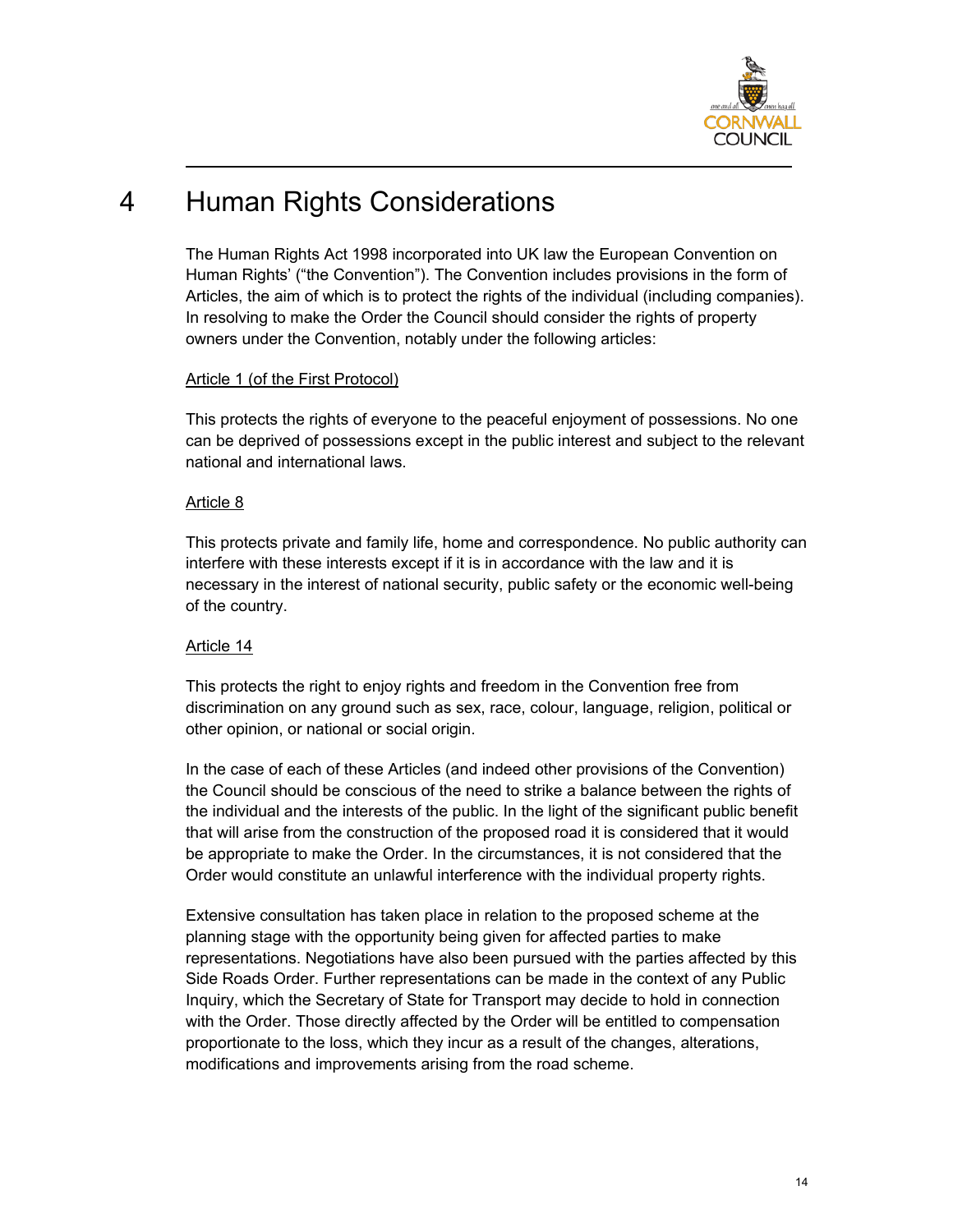# 4 Human Rights Considerations

The Human Rights Act 1998 incorporated into UK law the European Convention on Human Rights' ("the Convention"). The Convention includes provisions in the form of Articles, the aim of which is to protect the rights of the individual (including companies). In resolving to make the Order the Council should consider the rights of property owners under the Convention, notably under the following articles:

Article 1 (of the First Protocol)

This protects the rights of everyone to the peaceful enjoyment of possessions. No one can be deprived of possessions except in the public interest and subject to the relevant national and international laws.

Article 8

This protects private and family life, home and correspondence. No public authority can interfere with these interests except if it is in accordance with the law and it is necessary in the interest of national security, public safety or the economic well-being of the country.

Article 14

This protects the right to enjoy rights and freedom in the Convention free from discrimination on any ground such as sex, race, colour, language, religion, political or other opinion, or national or social origin.

In the case of each of these Articles (and indeed other provisions of the Convention) the Council should be conscious of the need to strike a balance between the rights of the individual and the interests of the public. In the light of the significant public benefit that will arise from the construction of the proposed road it is considered that it would be appropriate to make the Order. In the circumstances, it is not considered that the Order would constitute an unlawful interference with the individual property rights.

Extensive consultation has taken place in relation to the proposed scheme at the planning stage with the opportunity being given for affected parties to make representations. Negotiations have also been pursued with the parties affected by this Side Roads Order. Further representations can be made in the context of any Public Inquiry, which the Secretary of State for Transport may decide to hold in connection with the Order. Those directly affected by the Order will be entitled to compensation proportionate to the loss, which they incur as a result of the changes, alterations, modifications and improvements arising from the road scheme.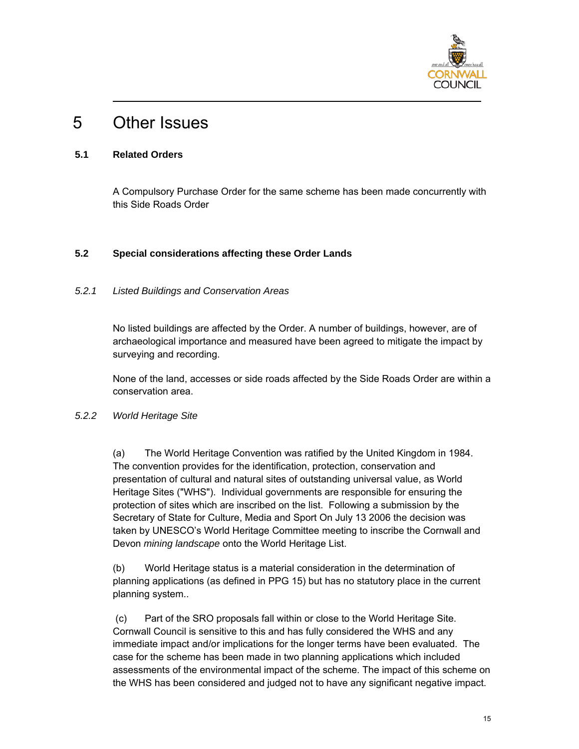# 5 Other Issues

### 5.1 Related Orders

A Compulsory Purchase Order for the same scheme has been made concurrently with this Side Roads Order

### 5.2 Special considerations affecting these Order Lands

#### *5.2.1 Listed Buildings and Conservation Areas*

No listed buildings are affected by the Order. A number of buildings, however, are of archaeological importance and measured have been agreed to mitigate the impact by surveying and recording.

None of the land, accesses or side roads affected by the Side Roads Order are within a conservation area.

#### *5.2.2 World Heritage Site*

(a) The World Heritage Convention was ratified by the United Kingdom in 1984. The convention provides for the identification, protection, conservation and presentation of cultural and natural sites of outstanding universal value, as World Heritage Sites ("WHS"). Individual governments are responsible for ensuring the protection of sites which are inscribed on the list. Following a submission by the Secretary of State for Culture, Media and Sport On July 13 2006 the decision was taken by UNESCO's World Heritage Committee meeting to inscribe the Cornwall and Devon *mining landscape* onto the World Heritage List.

(b) World Heritage status is a material consideration in the determination of planning applications (as defined in PPG 15) but has no statutory place in the current planning system..

(c) Part of the SRO proposals fall within or close to the World Heritage Site. Cornwall Council is sensitive to this and has fully considered the WHS and any immediate impact and/or implications for the longer terms have been evaluated. The case for the scheme has been made in two planning applications which included assessments of the environmental impact of the scheme. The impact of this scheme on the WHS has been considered and judged not to have any significant negative impact.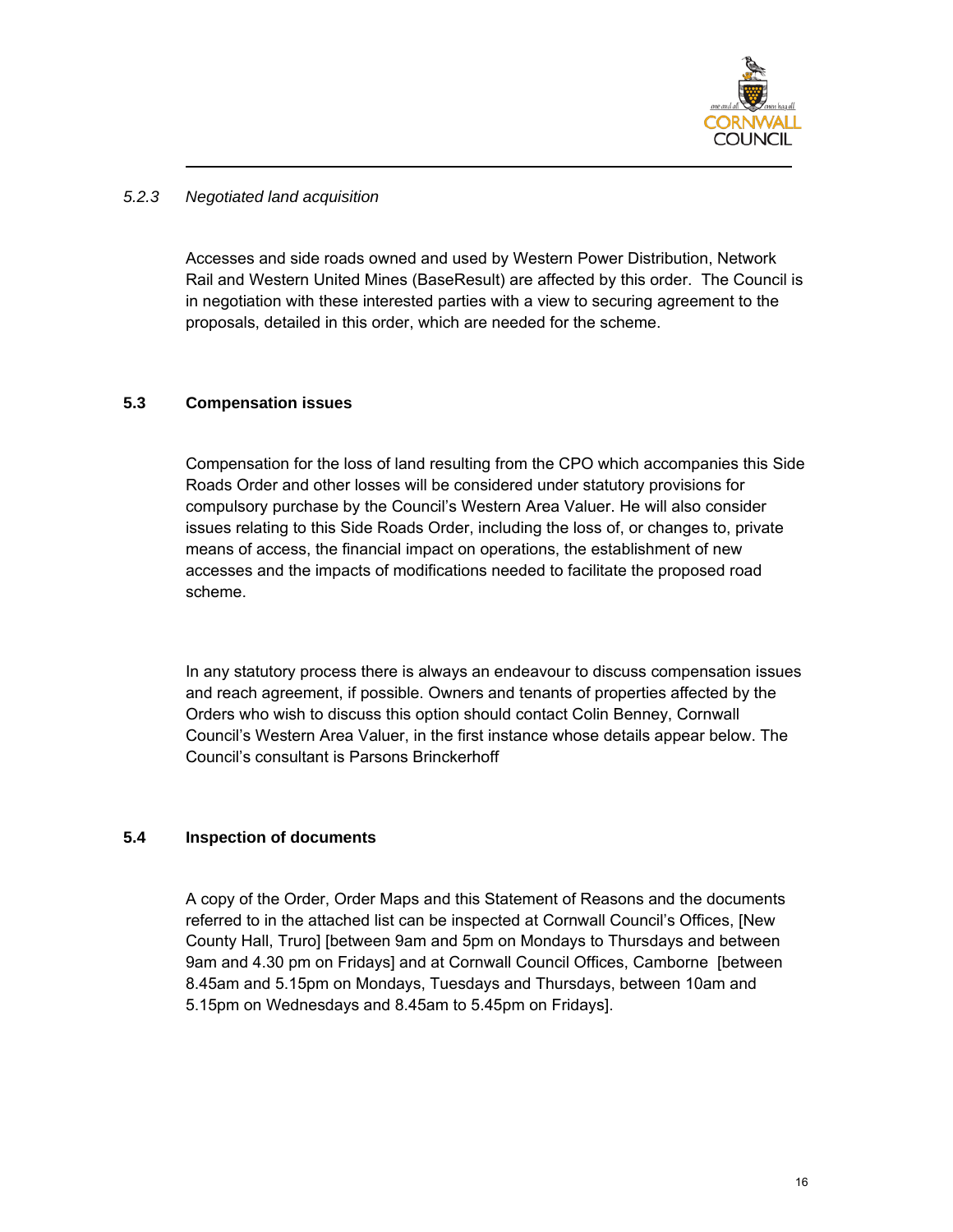#### *5.2.3 Negotiated land acquisition*

Accesses and side roads owned and used by Western Power Distribution, Network Rail and Western United Mines (BaseResult) are affected by this order. The Council is in negotiation with these interested parties with a view to securing agreement to the proposals, detailed in this order, which are needed for the scheme.

### 5.3 Compensation issues

Compensation for the loss of land resulting from the CPO which accompanies this Side Roads Order and other losses will be considered under statutory provisions for compulsory purchase by the Council's Western Area Valuer. He will also consider issues relating to this Side Roads Order, including the loss of, or changes to, private means of access, the financial impact on operations, the establishment of new accesses and the impacts of modifications needed to facilitate the proposed road scheme.

In any statutory process there is always an endeavour to discuss compensation issues and reach agreement, if possible. Owners and tenants of properties affected by the Orders who wish to discuss this option should contact Colin Benney, Cornwall Council's Western Area Valuer, in the first instance whose details appear below. The Council's consultant is Parsons Brinckerhoff

### 5.4 Inspection of documents

A copy of the Order, Order Maps and this Statement of Reasons and the documents referred to in the attached list can be inspected at Cornwall Council's Offices, [New County Hall, Truro] [between 9am and 5pm on Mondays to Thursdays and between 9am and 4.30 pm on Fridays] and at Cornwall Council Offices, Camborne [between 8.45am and 5.15pm on Mondays, Tuesdays and Thursdays, between 10am and 5.15pm on Wednesdays and 8.45am to 5.45pm on Fridays].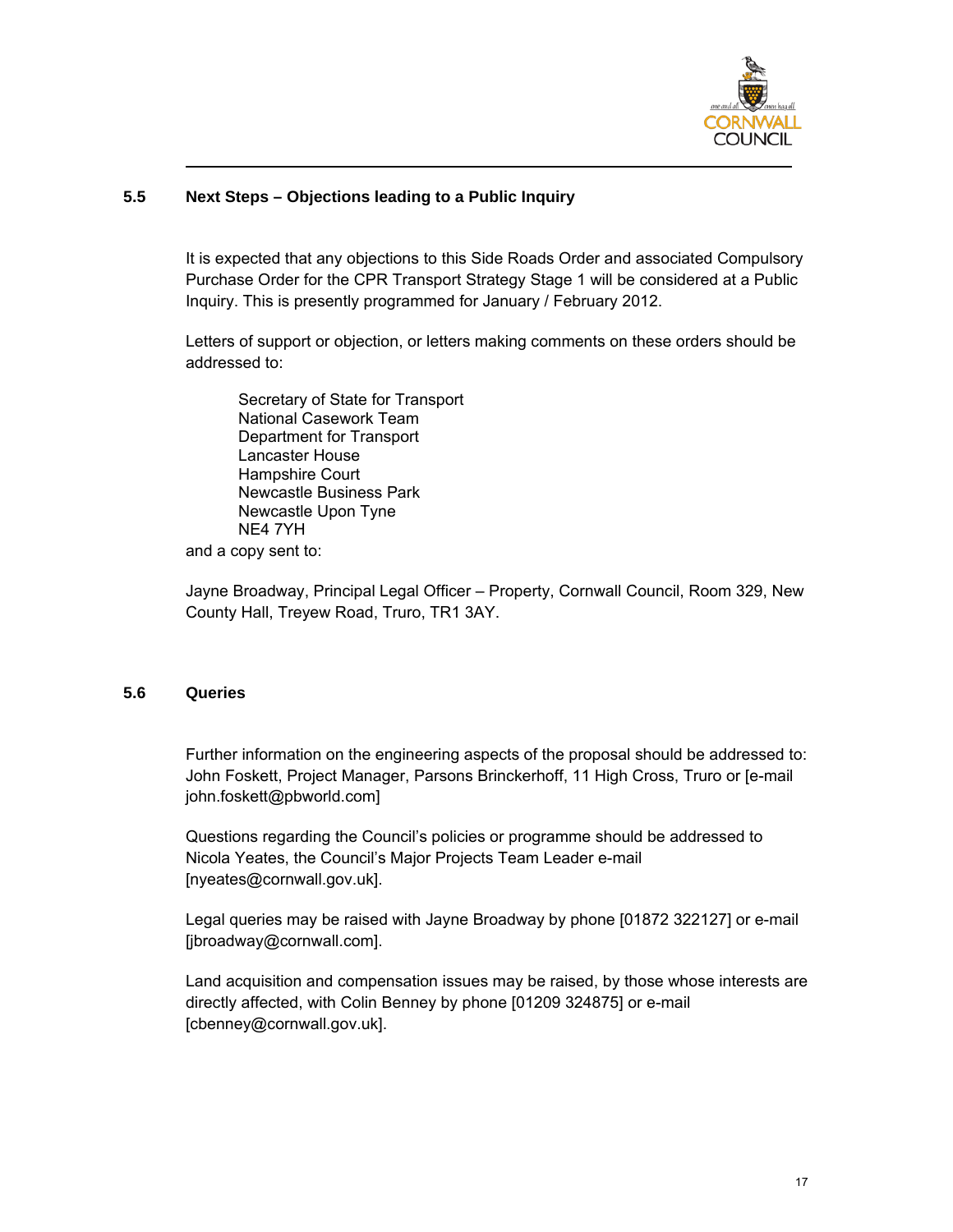### 5.5 Next Steps – Objections leading to a Public Inquiry

It is expected that any objections to this Side Roads Order and associated Compulsory Purchase Order for the CPR Transport Strategy Stage 1 will be considered at a Public Inquiry. This is presently programmed for January / February 2012.

Letters of support or objection, or letters making comments on these orders should be addressed to:

> Secretary of State for Transport
> National Casework Team
> Department for Transport
> Lancaster House
> Hampshire Court
> Newcastle Business Park
> Newcastle Upon Tyne
> NE4 7YH

and a copy sent to:

Jayne Broadway, Principal Legal Officer – Property, Cornwall Council, Room 329, New County Hall, Treyew Road, Truro, TR1 3AY.

### 5.6 Queries

Further information on the engineering aspects of the proposal should be addressed to: John Foskett, Project Manager, Parsons Brinckerhoff, 11 High Cross, Truro or [e-mail john.foskett@pbworld.com]

Questions regarding the Council's policies or programme should be addressed to Nicola Yeates, the Council's Major Projects Team Leader e-mail [nyeates@cornwall.gov.uk].

Legal queries may be raised with Jayne Broadway by phone [01872 322127] or e-mail [jbroadway@cornwall.com].

Land acquisition and compensation issues may be raised, by those whose interests are directly affected, with Colin Benney by phone [01209 324875] or e-mail [cbenney@cornwall.gov.uk].